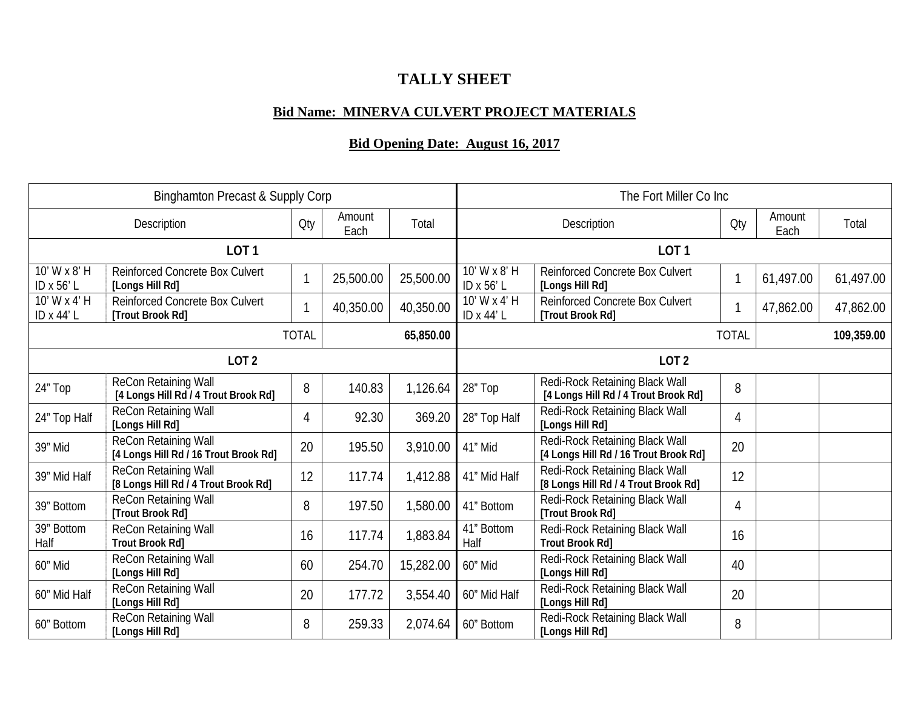# TALLY SHEET

## Bid Name: MINERVA CULVERT PROJECT MATERIALS

## Bid Opening Date: August 16, 2017

| Binghamton Precast & Supply Corp | | | | | The Fort Miller Co Inc | | | | |
|---|---|---|---|---|---|---|---|---|---|
| Description | | Qty | Amount Each | Total | Description | | Qty | Amount Each | Total |
| **LOT 1** | | | | | **LOT 1** | | | | |
| 10' W x 8' H ID x 56' L | Reinforced Concrete Box Culvert **[Longs Hill Rd]** | 1 | 25,500.00 | 25,500.00 | 10' W x 8' H ID x 56' L | Reinforced Concrete Box Culvert **[Longs Hill Rd]** | 1 | 61,497.00 | 61,497.00 |
| 10' W x 4' H ID x 44' L | Reinforced Concrete Box Culvert **[Trout Brook Rd]** | 1 | 40,350.00 | 40,350.00 | 10' W x 4' H ID x 44' L | Reinforced Concrete Box Culvert **[Trout Brook Rd]** | 1 | 47,862.00 | 47,862.00 |
| | | TOTAL | | **65,850.00** | | | TOTAL | | **109,359.00** |
| **LOT 2** | | | | | **LOT 2** | | | | |
| 24" Top | ReCon Retaining Wall **[4 Longs Hill Rd / 4 Trout Brook Rd]** | 8 | 140.83 | 1,126.64 | 28" Top | Redi-Rock Retaining Black Wall **[4 Longs Hill Rd / 4 Trout Brook Rd]** | 8 | | |
| 24" Top Half | ReCon Retaining Wall **[Longs Hill Rd]** | 4 | 92.30 | 369.20 | 28" Top Half | Redi-Rock Retaining Black Wall **[Longs Hill Rd]** | 4 | | |
| 39" Mid | ReCon Retaining Wall **[4 Longs Hill Rd / 16 Trout Brook Rd]** | 20 | 195.50 | 3,910.00 | 41" Mid | Redi-Rock Retaining Black Wall **[4 Longs Hill Rd / 16 Trout Brook Rd]** | 20 | | |
| 39" Mid Half | ReCon Retaining Wall **[8 Longs Hill Rd / 4 Trout Brook Rd]** | 12 | 117.74 | 1,412.88 | 41" Mid Half | Redi-Rock Retaining Black Wall **[8 Longs Hill Rd / 4 Trout Brook Rd]** | 12 | | |
| 39" Bottom | ReCon Retaining Wall **[Trout Brook Rd]** | 8 | 197.50 | 1,580.00 | 41" Bottom | Redi-Rock Retaining Black Wall **[Trout Brook Rd]** | 4 | | |
| 39" Bottom Half | ReCon Retaining Wall **Trout Brook Rd]** | 16 | 117.74 | 1,883.84 | 41" Bottom Half | Redi-Rock Retaining Black Wall **Trout Brook Rd]** | 16 | | |
| 60" Mid | ReCon Retaining Wall **[Longs Hill Rd]** | 60 | 254.70 | 15,282.00 | 60" Mid | Redi-Rock Retaining Black Wall **[Longs Hill Rd]** | 40 | | |
| 60" Mid Half | ReCon Retaining Wall **[Longs Hill Rd]** | 20 | 177.72 | 3,554.40 | 60" Mid Half | Redi-Rock Retaining Black Wall **[Longs Hill Rd]** | 20 | | |
| 60" Bottom | ReCon Retaining Wall **[Longs Hill Rd]** | 8 | 259.33 | 2,074.64 | 60" Bottom | Redi-Rock Retaining Black Wall **[Longs Hill Rd]** | 8 | | |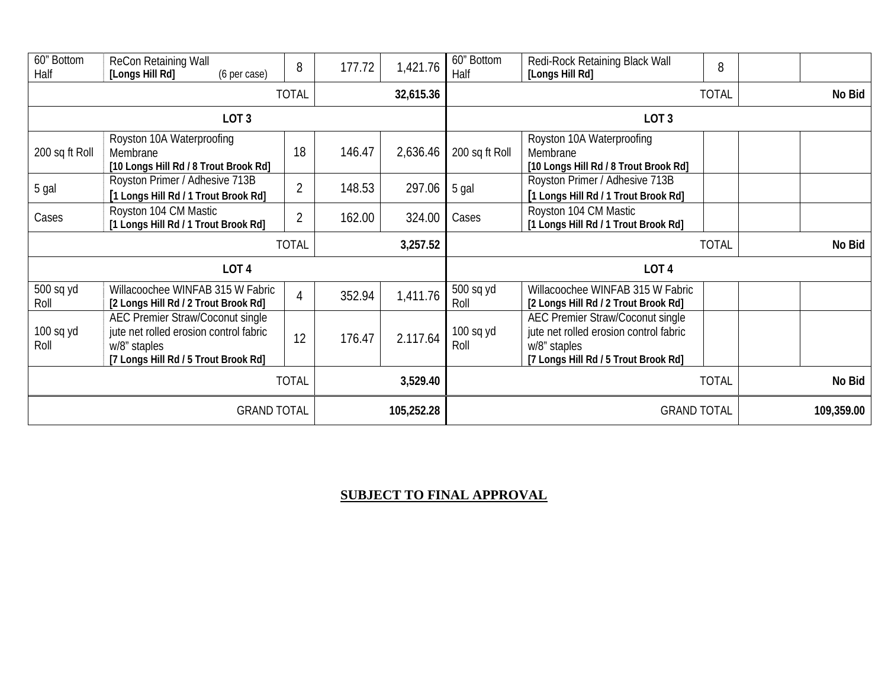| | | | | | | | | | |
|---|---|---|---|---|---|---|---|---|---|
| 60" Bottom Half | ReCon Retaining Wall **[Longs Hill Rd]** (6 per case) | 8 | 177.72 | 1,421.76 | 60" Bottom Half | Redi-Rock Retaining Black Wall **[Longs Hill Rd]** | 8 | | |
| | | TOTAL | | **32,615.36** | | | TOTAL | | **No Bid** |
| **LOT 3** | | | | | **LOT 3** | | | | |
| 200 sq ft Roll | Royston 10A Waterproofing Membrane **[10 Longs Hill Rd / 8 Trout Brook Rd]** | 18 | 146.47 | 2,636.46 | 200 sq ft Roll | Royston 10A Waterproofing Membrane **[10 Longs Hill Rd / 8 Trout Brook Rd]** | | | |
| 5 gal | Royston Primer / Adhesive 713B **[1 Longs Hill Rd / 1 Trout Brook Rd]** | 2 | 148.53 | 297.06 | 5 gal | Royston Primer / Adhesive 713B **[1 Longs Hill Rd / 1 Trout Brook Rd]** | | | |
| Cases | Royston 104 CM Mastic **[1 Longs Hill Rd / 1 Trout Brook Rd]** | 2 | 162.00 | 324.00 | Cases | Royston 104 CM Mastic **[1 Longs Hill Rd / 1 Trout Brook Rd]** | | | |
| | | TOTAL | | **3,257.52** | | | TOTAL | | **No Bid** |
| **LOT 4** | | | | | **LOT 4** | | | | |
| 500 sq yd Roll | Willacoochee WINFAB 315 W Fabric **[2 Longs Hill Rd / 2 Trout Brook Rd]** | 4 | 352.94 | 1,411.76 | 500 sq yd Roll | Willacoochee WINFAB 315 W Fabric **[2 Longs Hill Rd / 2 Trout Brook Rd]** | | | |
| 100 sq yd Roll | AEC Premier Straw/Coconut single jute net rolled erosion control fabric w/8" staples **[7 Longs Hill Rd / 5 Trout Brook Rd]** | 12 | 176.47 | 2.117.64 | 100 sq yd Roll | AEC Premier Straw/Coconut single jute net rolled erosion control fabric w/8" staples **[7 Longs Hill Rd / 5 Trout Brook Rd]** | | | |
| | | TOTAL | | **3,529.40** | | | TOTAL | | **No Bid** |
| | | GRAND TOTAL | | **105,252.28** | | | GRAND TOTAL | | **109,359.00** |

**SUBJECT TO FINAL APPROVAL**